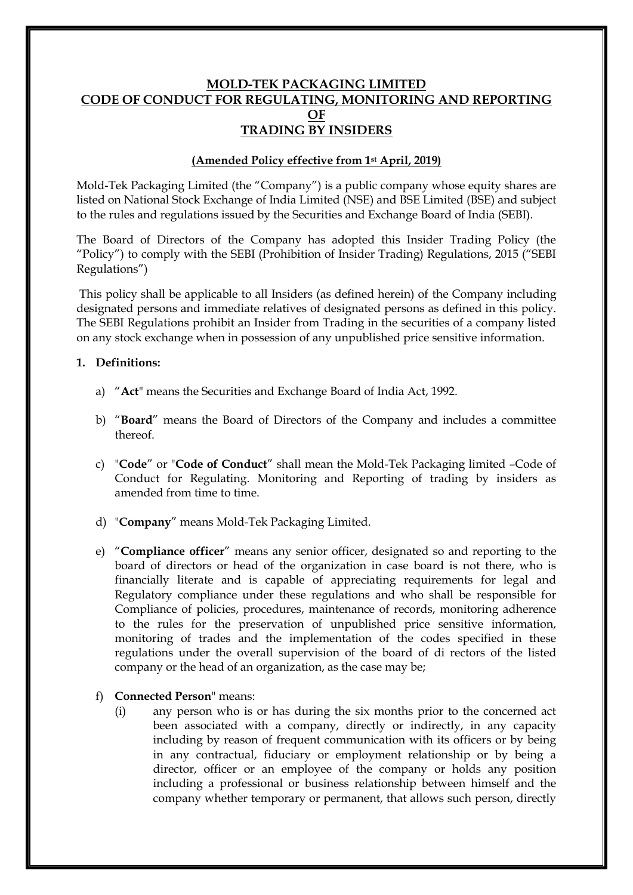# MOLD-TEK PACKAGING LIMITED
# CODE OF CONDUCT FOR REGULATING, MONITORING AND REPORTING OF TRADING BY INSIDERS

**(Amended Policy effective from 1st April, 2019)**

Mold-Tek Packaging Limited (the "Company") is a public company whose equity shares are listed on National Stock Exchange of India Limited (NSE) and BSE Limited (BSE) and subject to the rules and regulations issued by the Securities and Exchange Board of India (SEBI).

The Board of Directors of the Company has adopted this Insider Trading Policy (the "Policy") to comply with the SEBI (Prohibition of Insider Trading) Regulations, 2015 ("SEBI Regulations")

This policy shall be applicable to all Insiders (as defined herein) of the Company including designated persons and immediate relatives of designated persons as defined in this policy. The SEBI Regulations prohibit an Insider from Trading in the securities of a company listed on any stock exchange when in possession of any unpublished price sensitive information.

**1. Definitions:**

a) "**Act**" means the Securities and Exchange Board of India Act, 1992.

b) "**Board**" means the Board of Directors of the Company and includes a committee thereof.

c) "**Code**" or "**Code of Conduct**" shall mean the Mold-Tek Packaging limited –Code of Conduct for Regulating. Monitoring and Reporting of trading by insiders as amended from time to time.

d) "**Company**" means Mold-Tek Packaging Limited.

e) "**Compliance officer**" means any senior officer, designated so and reporting to the board of directors or head of the organization in case board is not there, who is financially literate and is capable of appreciating requirements for legal and Regulatory compliance under these regulations and who shall be responsible for Compliance of policies, procedures, maintenance of records, monitoring adherence to the rules for the preservation of unpublished price sensitive information, monitoring of trades and the implementation of the codes specified in these regulations under the overall supervision of the board of di rectors of the listed company or the head of an organization, as the case may be;

f) **Connected Person**" means:

(i) any person who is or has during the six months prior to the concerned act been associated with a company, directly or indirectly, in any capacity including by reason of frequent communication with its officers or by being in any contractual, fiduciary or employment relationship or by being a director, officer or an employee of the company or holds any position including a professional or business relationship between himself and the company whether temporary or permanent, that allows such person, directly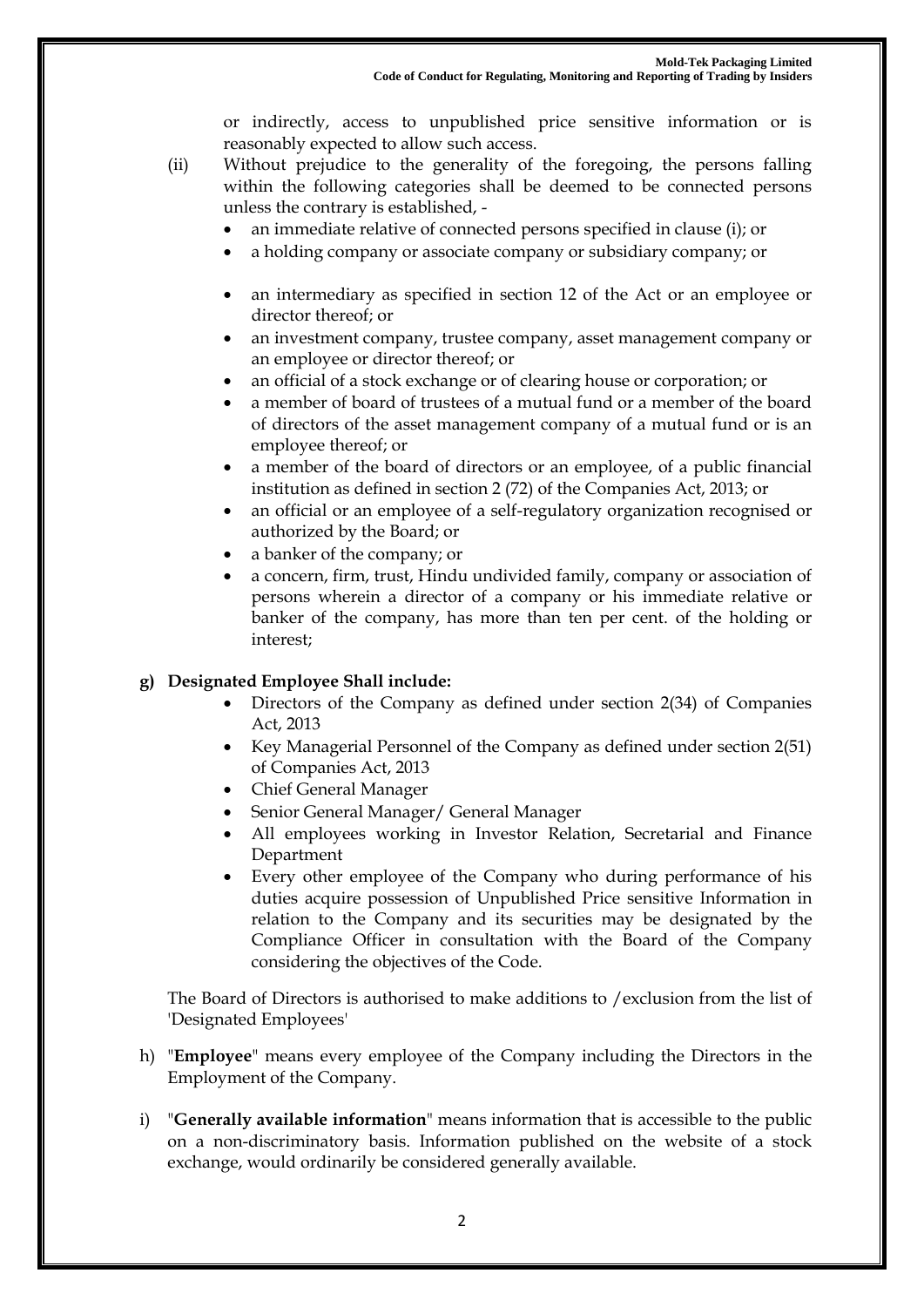or indirectly, access to unpublished price sensitive information or is reasonably expected to allow such access.

(ii) Without prejudice to the generality of the foregoing, the persons falling within the following categories shall be deemed to be connected persons unless the contrary is established, -

- an immediate relative of connected persons specified in clause (i); or
- a holding company or associate company or subsidiary company; or
- an intermediary as specified in section 12 of the Act or an employee or director thereof; or
- an investment company, trustee company, asset management company or an employee or director thereof; or
- an official of a stock exchange or of clearing house or corporation; or
- a member of board of trustees of a mutual fund or a member of the board of directors of the asset management company of a mutual fund or is an employee thereof; or
- a member of the board of directors or an employee, of a public financial institution as defined in section 2 (72) of the Companies Act, 2013; or
- an official or an employee of a self-regulatory organization recognised or authorized by the Board; or
- a banker of the company; or
- a concern, firm, trust, Hindu undivided family, company or association of persons wherein a director of a company or his immediate relative or banker of the company, has more than ten per cent. of the holding or interest;

**g) Designated Employee Shall include:**

- Directors of the Company as defined under section 2(34) of Companies Act, 2013
- Key Managerial Personnel of the Company as defined under section 2(51) of Companies Act, 2013
- Chief General Manager
- Senior General Manager/ General Manager
- All employees working in Investor Relation, Secretarial and Finance Department
- Every other employee of the Company who during performance of his duties acquire possession of Unpublished Price sensitive Information in relation to the Company and its securities may be designated by the Compliance Officer in consultation with the Board of the Company considering the objectives of the Code.

The Board of Directors is authorised to make additions to /exclusion from the list of 'Designated Employees'

h) "**Employee**" means every employee of the Company including the Directors in the Employment of the Company.

i) "**Generally available information**" means information that is accessible to the public on a non-discriminatory basis. Information published on the website of a stock exchange, would ordinarily be considered generally available.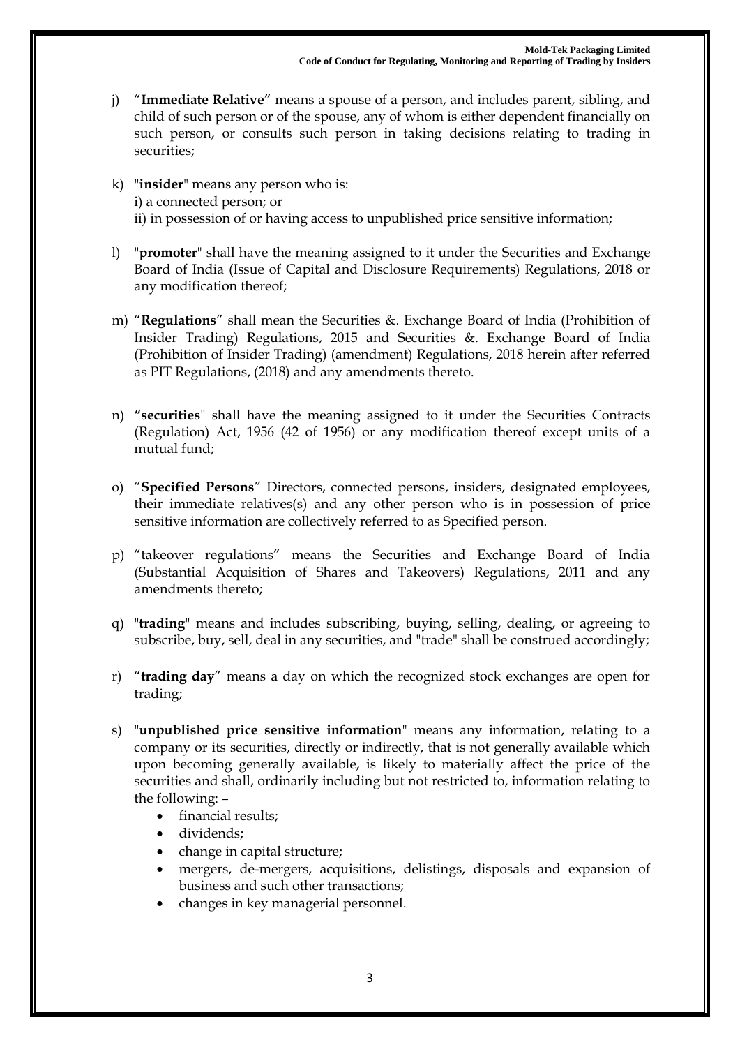j) "**Immediate Relative**" means a spouse of a person, and includes parent, sibling, and child of such person or of the spouse, any of whom is either dependent financially on such person, or consults such person in taking decisions relating to trading in securities;

k) "**insider**" means any person who is:
i) a connected person; or
ii) in possession of or having access to unpublished price sensitive information;

l) "**promoter**" shall have the meaning assigned to it under the Securities and Exchange Board of India (Issue of Capital and Disclosure Requirements) Regulations, 2018 or any modification thereof;

m) "**Regulations**" shall mean the Securities &. Exchange Board of India (Prohibition of Insider Trading) Regulations, 2015 and Securities &. Exchange Board of India (Prohibition of Insider Trading) (amendment) Regulations, 2018 herein after referred as PIT Regulations, (2018) and any amendments thereto.

n) **"securities**" shall have the meaning assigned to it under the Securities Contracts (Regulation) Act, 1956 (42 of 1956) or any modification thereof except units of a mutual fund;

o) "**Specified Persons**" Directors, connected persons, insiders, designated employees, their immediate relatives(s) and any other person who is in possession of price sensitive information are collectively referred to as Specified person.

p) "takeover regulations" means the Securities and Exchange Board of India (Substantial Acquisition of Shares and Takeovers) Regulations, 2011 and any amendments thereto;

q) "**trading**" means and includes subscribing, buying, selling, dealing, or agreeing to subscribe, buy, sell, deal in any securities, and "trade" shall be construed accordingly;

r) "**trading day**" means a day on which the recognized stock exchanges are open for trading;

s) "**unpublished price sensitive information**" means any information, relating to a company or its securities, directly or indirectly, that is not generally available which upon becoming generally available, is likely to materially affect the price of the securities and shall, ordinarily including but not restricted to, information relating to the following: –
   - financial results;
   - dividends;
   - change in capital structure;
   - mergers, de-mergers, acquisitions, delistings, disposals and expansion of business and such other transactions;
   - changes in key managerial personnel.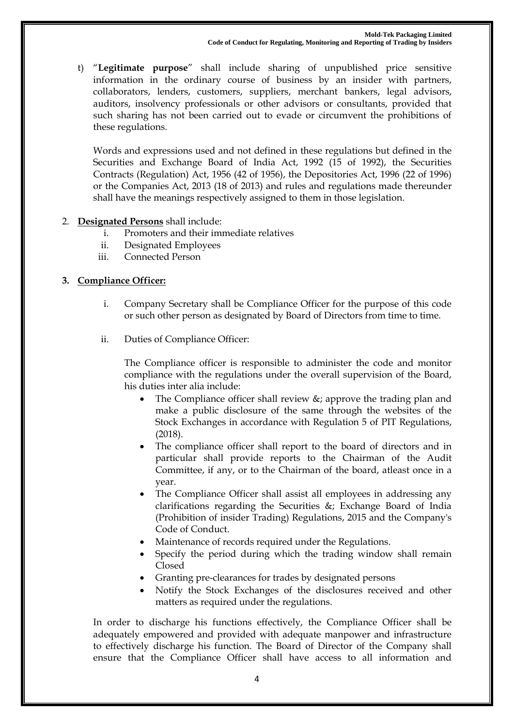t) "**Legitimate purpose**" shall include sharing of unpublished price sensitive information in the ordinary course of business by an insider with partners, collaborators, lenders, customers, suppliers, merchant bankers, legal advisors, auditors, insolvency professionals or other advisors or consultants, provided that such sharing has not been carried out to evade or circumvent the prohibitions of these regulations.

Words and expressions used and not defined in these regulations but defined in the Securities and Exchange Board of India Act, 1992 (15 of 1992), the Securities Contracts (Regulation) Act, 1956 (42 of 1956), the Depositories Act, 1996 (22 of 1996) or the Companies Act, 2013 (18 of 2013) and rules and regulations made thereunder shall have the meanings respectively assigned to them in those legislation.

2. **Designated Persons** shall include:
   i. Promoters and their immediate relatives
   ii. Designated Employees
   iii. Connected Person

3. **Compliance Officer:**

   i. Company Secretary shall be Compliance Officer for the purpose of this code or such other person as designated by Board of Directors from time to time.

   ii. Duties of Compliance Officer:

   The Compliance officer is responsible to administer the code and monitor compliance with the regulations under the overall supervision of the Board, his duties inter alia include:

   - The Compliance officer shall review &; approve the trading plan and make a public disclosure of the same through the websites of the Stock Exchanges in accordance with Regulation 5 of PIT Regulations, (2018).
   - The compliance officer shall report to the board of directors and in particular shall provide reports to the Chairman of the Audit Committee, if any, or to the Chairman of the board, atleast once in a year.
   - The Compliance Officer shall assist all employees in addressing any clarifications regarding the Securities &; Exchange Board of India (Prohibition of insider Trading) Regulations, 2015 and the Company's Code of Conduct.
   - Maintenance of records required under the Regulations.
   - Specify the period during which the trading window shall remain Closed
   - Granting pre-clearances for trades by designated persons
   - Notify the Stock Exchanges of the disclosures received and other matters as required under the regulations.

In order to discharge his functions effectively, the Compliance Officer shall be adequately empowered and provided with adequate manpower and infrastructure to effectively discharge his function. The Board of Director of the Company shall ensure that the Compliance Officer shall have access to all information and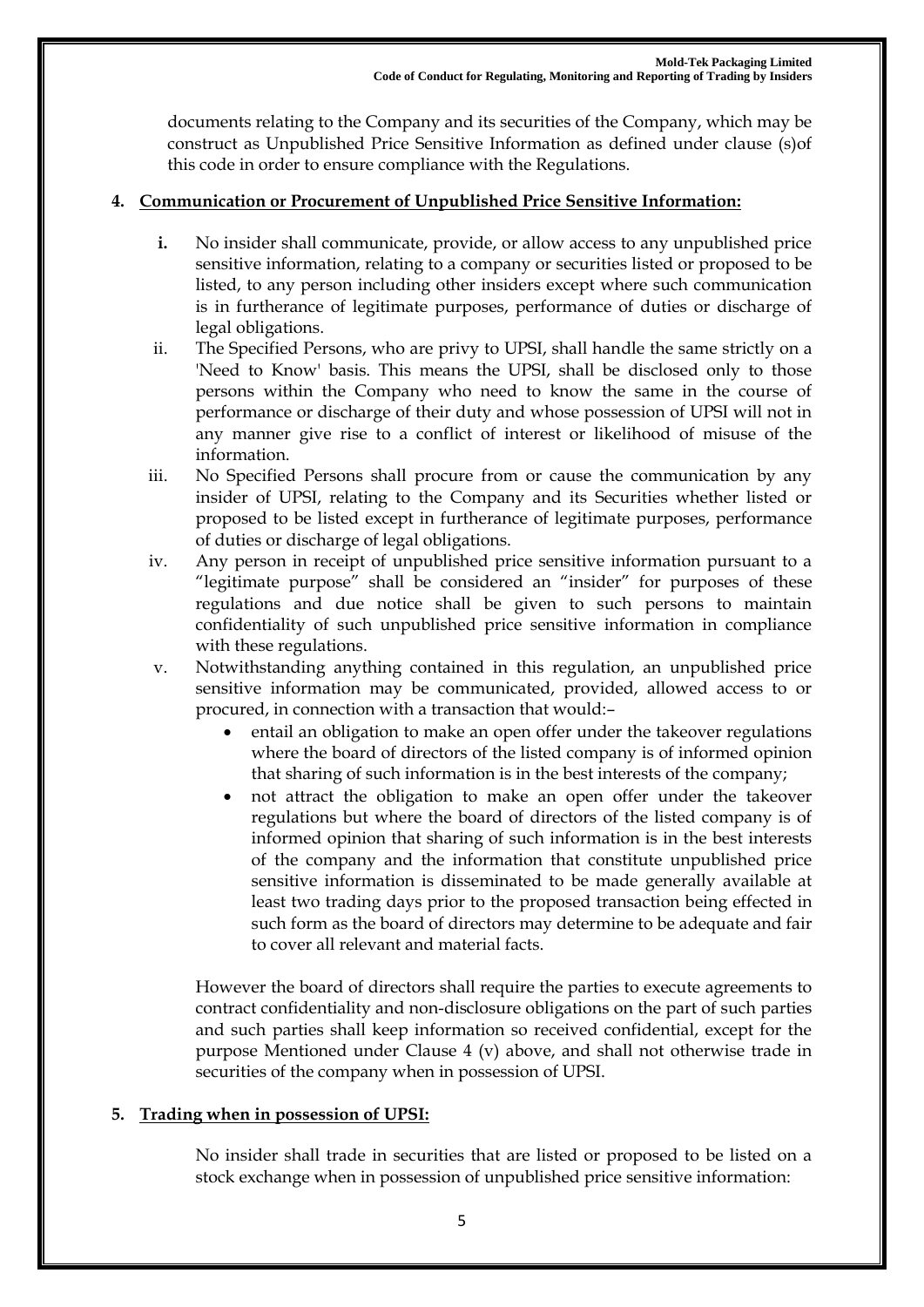documents relating to the Company and its securities of the Company, which may be construct as Unpublished Price Sensitive Information as defined under clause (s)of this code in order to ensure compliance with the Regulations.

**4. Communication or Procurement of Unpublished Price Sensitive Information:**

- **i.** No insider shall communicate, provide, or allow access to any unpublished price sensitive information, relating to a company or securities listed or proposed to be listed, to any person including other insiders except where such communication is in furtherance of legitimate purposes, performance of duties or discharge of legal obligations.
- ii. The Specified Persons, who are privy to UPSI, shall handle the same strictly on a 'Need to Know' basis. This means the UPSI, shall be disclosed only to those persons within the Company who need to know the same in the course of performance or discharge of their duty and whose possession of UPSI will not in any manner give rise to a conflict of interest or likelihood of misuse of the information.
- iii. No Specified Persons shall procure from or cause the communication by any insider of UPSI, relating to the Company and its Securities whether listed or proposed to be listed except in furtherance of legitimate purposes, performance of duties or discharge of legal obligations.
- iv. Any person in receipt of unpublished price sensitive information pursuant to a "legitimate purpose" shall be considered an "insider" for purposes of these regulations and due notice shall be given to such persons to maintain confidentiality of such unpublished price sensitive information in compliance with these regulations.
- v. Notwithstanding anything contained in this regulation, an unpublished price sensitive information may be communicated, provided, allowed access to or procured, in connection with a transaction that would:–
  - entail an obligation to make an open offer under the takeover regulations where the board of directors of the listed company is of informed opinion that sharing of such information is in the best interests of the company;
  - not attract the obligation to make an open offer under the takeover regulations but where the board of directors of the listed company is of informed opinion that sharing of such information is in the best interests of the company and the information that constitute unpublished price sensitive information is disseminated to be made generally available at least two trading days prior to the proposed transaction being effected in such form as the board of directors may determine to be adequate and fair to cover all relevant and material facts.

  However the board of directors shall require the parties to execute agreements to contract confidentiality and non-disclosure obligations on the part of such parties and such parties shall keep information so received confidential, except for the purpose Mentioned under Clause 4 (v) above, and shall not otherwise trade in securities of the company when in possession of UPSI.

**5. Trading when in possession of UPSI:**

No insider shall trade in securities that are listed or proposed to be listed on a stock exchange when in possession of unpublished price sensitive information: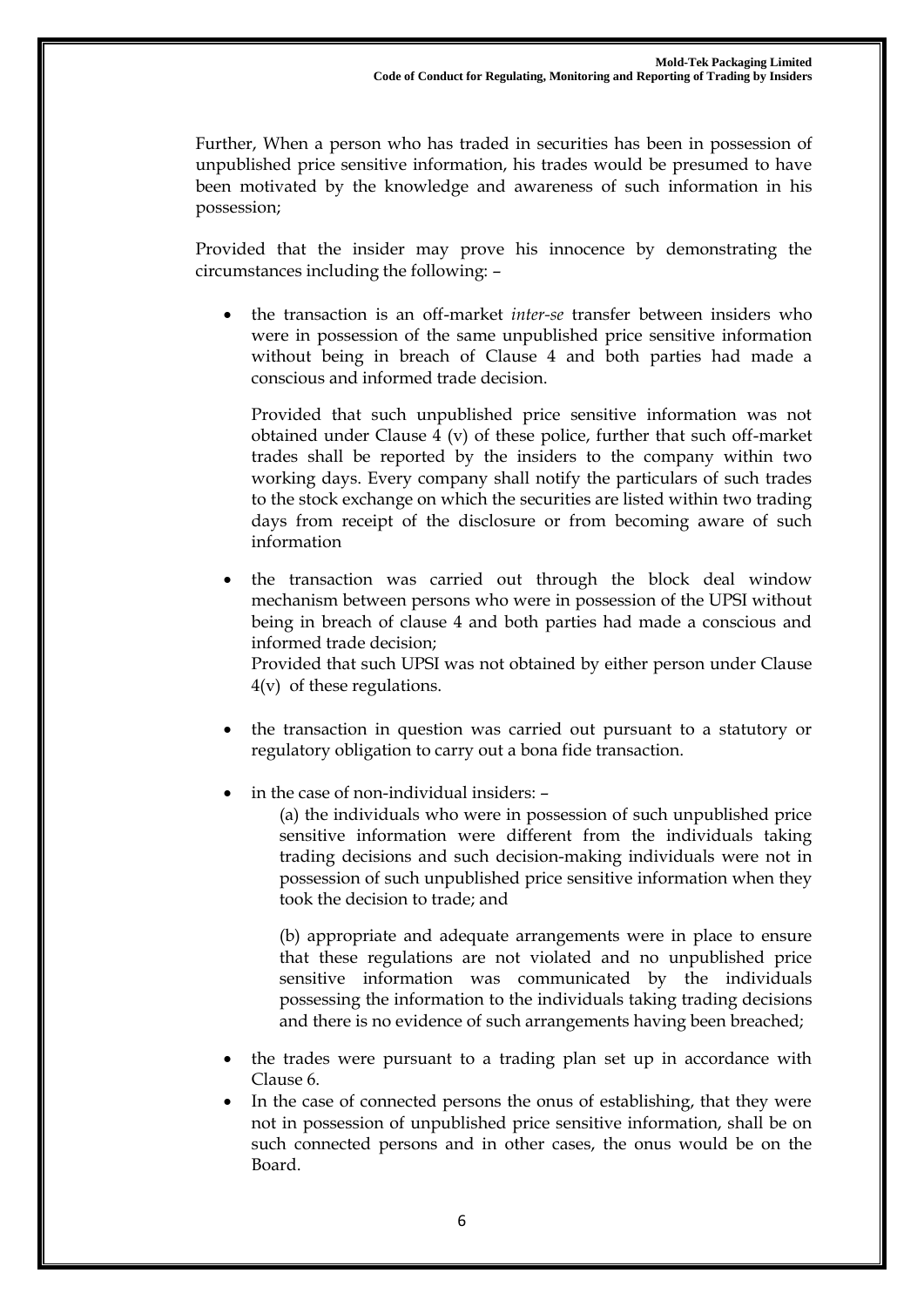Further, When a person who has traded in securities has been in possession of unpublished price sensitive information, his trades would be presumed to have been motivated by the knowledge and awareness of such information in his possession;

Provided that the insider may prove his innocence by demonstrating the circumstances including the following: –

- the transaction is an off-market *inter-se* transfer between insiders who were in possession of the same unpublished price sensitive information without being in breach of Clause 4 and both parties had made a conscious and informed trade decision.

  Provided that such unpublished price sensitive information was not obtained under Clause 4 (v) of these police, further that such off-market trades shall be reported by the insiders to the company within two working days. Every company shall notify the particulars of such trades to the stock exchange on which the securities are listed within two trading days from receipt of the disclosure or from becoming aware of such information

- the transaction was carried out through the block deal window mechanism between persons who were in possession of the UPSI without being in breach of clause 4 and both parties had made a conscious and informed trade decision;
  Provided that such UPSI was not obtained by either person under Clause 4(v) of these regulations.

- the transaction in question was carried out pursuant to a statutory or regulatory obligation to carry out a bona fide transaction.

- in the case of non-individual insiders: –

  (a) the individuals who were in possession of such unpublished price sensitive information were different from the individuals taking trading decisions and such decision-making individuals were not in possession of such unpublished price sensitive information when they took the decision to trade; and

  (b) appropriate and adequate arrangements were in place to ensure that these regulations are not violated and no unpublished price sensitive information was communicated by the individuals possessing the information to the individuals taking trading decisions and there is no evidence of such arrangements having been breached;

- the trades were pursuant to a trading plan set up in accordance with Clause 6.
- In the case of connected persons the onus of establishing, that they were not in possession of unpublished price sensitive information, shall be on such connected persons and in other cases, the onus would be on the Board.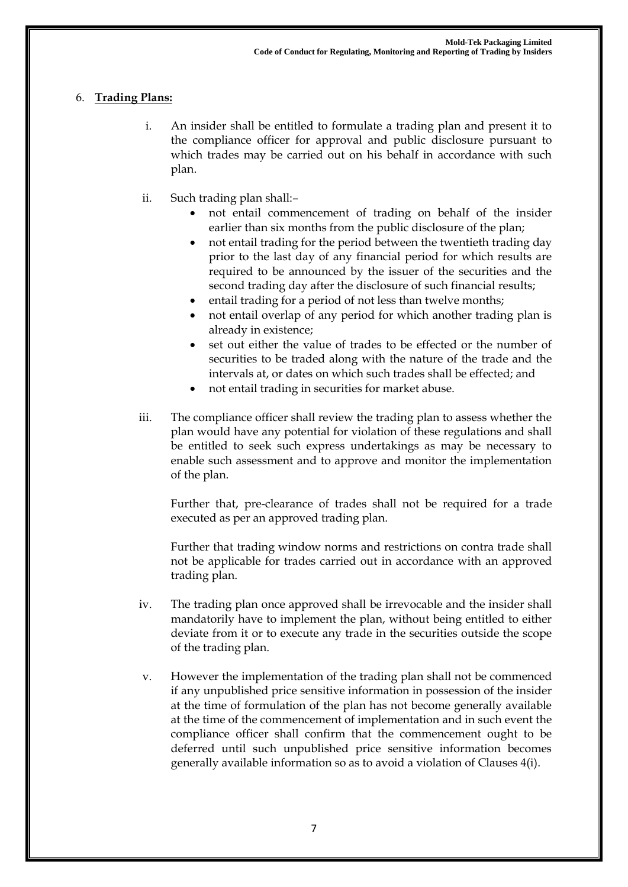## 6. **Trading Plans:**

i. An insider shall be entitled to formulate a trading plan and present it to the compliance officer for approval and public disclosure pursuant to which trades may be carried out on his behalf in accordance with such plan.

ii. Such trading plan shall:–
   - not entail commencement of trading on behalf of the insider earlier than six months from the public disclosure of the plan;
   - not entail trading for the period between the twentieth trading day prior to the last day of any financial period for which results are required to be announced by the issuer of the securities and the second trading day after the disclosure of such financial results;
   - entail trading for a period of not less than twelve months;
   - not entail overlap of any period for which another trading plan is already in existence;
   - set out either the value of trades to be effected or the number of securities to be traded along with the nature of the trade and the intervals at, or dates on which such trades shall be effected; and
   - not entail trading in securities for market abuse.

iii. The compliance officer shall review the trading plan to assess whether the plan would have any potential for violation of these regulations and shall be entitled to seek such express undertakings as may be necessary to enable such assessment and to approve and monitor the implementation of the plan.

   Further that, pre-clearance of trades shall not be required for a trade executed as per an approved trading plan.

   Further that trading window norms and restrictions on contra trade shall not be applicable for trades carried out in accordance with an approved trading plan.

iv. The trading plan once approved shall be irrevocable and the insider shall mandatorily have to implement the plan, without being entitled to either deviate from it or to execute any trade in the securities outside the scope of the trading plan.

v. However the implementation of the trading plan shall not be commenced if any unpublished price sensitive information in possession of the insider at the time of formulation of the plan has not become generally available at the time of the commencement of implementation and in such event the compliance officer shall confirm that the commencement ought to be deferred until such unpublished price sensitive information becomes generally available information so as to avoid a violation of Clauses 4(i).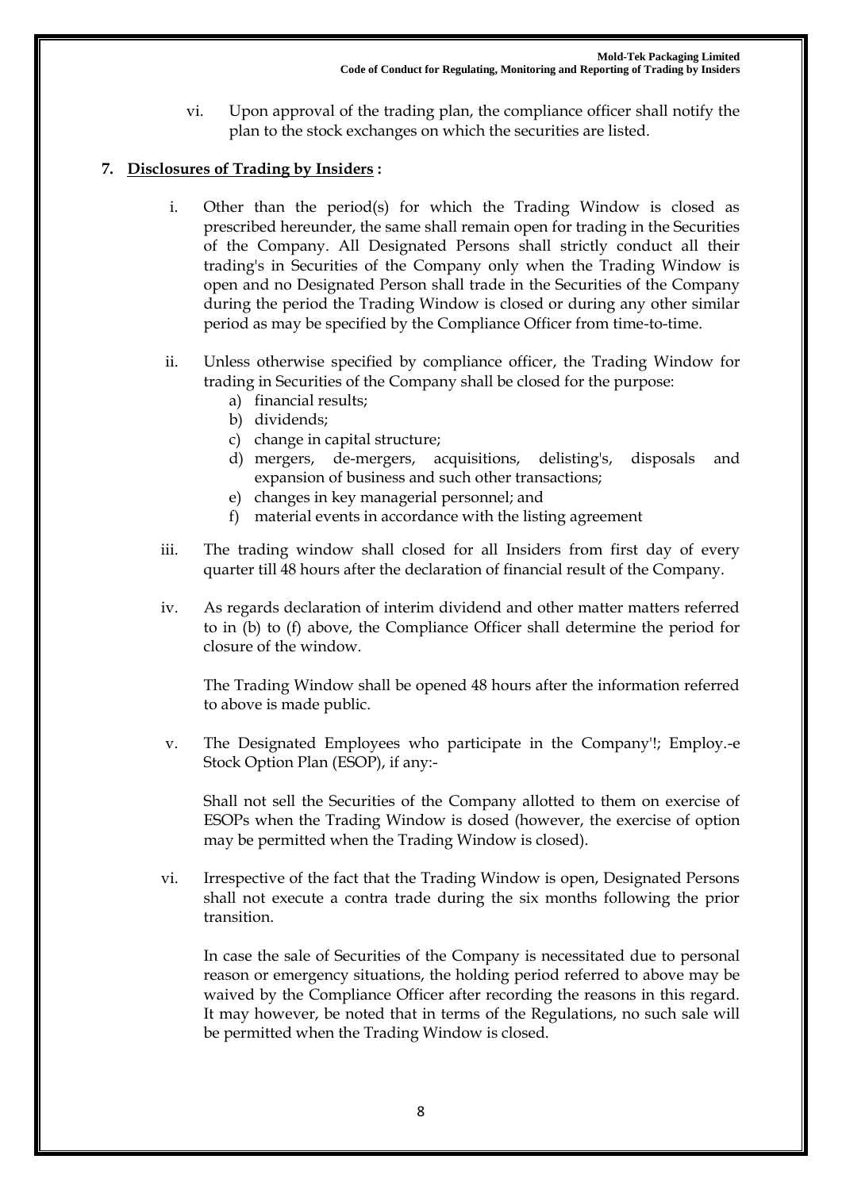vi. Upon approval of the trading plan, the compliance officer shall notify the plan to the stock exchanges on which the securities are listed.

**7. Disclosures of Trading by Insiders :**

i. Other than the period(s) for which the Trading Window is closed as prescribed hereunder, the same shall remain open for trading in the Securities of the Company. All Designated Persons shall strictly conduct all their trading's in Securities of the Company only when the Trading Window is open and no Designated Person shall trade in the Securities of the Company during the period the Trading Window is closed or during any other similar period as may be specified by the Compliance Officer from time-to-time.

ii. Unless otherwise specified by compliance officer, the Trading Window for trading in Securities of the Company shall be closed for the purpose:
   a) financial results;
   b) dividends;
   c) change in capital structure;
   d) mergers, de-mergers, acquisitions, delisting's, disposals and expansion of business and such other transactions;
   e) changes in key managerial personnel; and
   f) material events in accordance with the listing agreement

iii. The trading window shall closed for all Insiders from first day of every quarter till 48 hours after the declaration of financial result of the Company.

iv. As regards declaration of interim dividend and other matter matters referred to in (b) to (f) above, the Compliance Officer shall determine the period for closure of the window.

   The Trading Window shall be opened 48 hours after the information referred to above is made public.

v. The Designated Employees who participate in the Company'!; Employ.-e Stock Option Plan (ESOP), if any:-

   Shall not sell the Securities of the Company allotted to them on exercise of ESOPs when the Trading Window is dosed (however, the exercise of option may be permitted when the Trading Window is closed).

vi. Irrespective of the fact that the Trading Window is open, Designated Persons shall not execute a contra trade during the six months following the prior transition.

   In case the sale of Securities of the Company is necessitated due to personal reason or emergency situations, the holding period referred to above may be waived by the Compliance Officer after recording the reasons in this regard. It may however, be noted that in terms of the Regulations, no such sale will be permitted when the Trading Window is closed.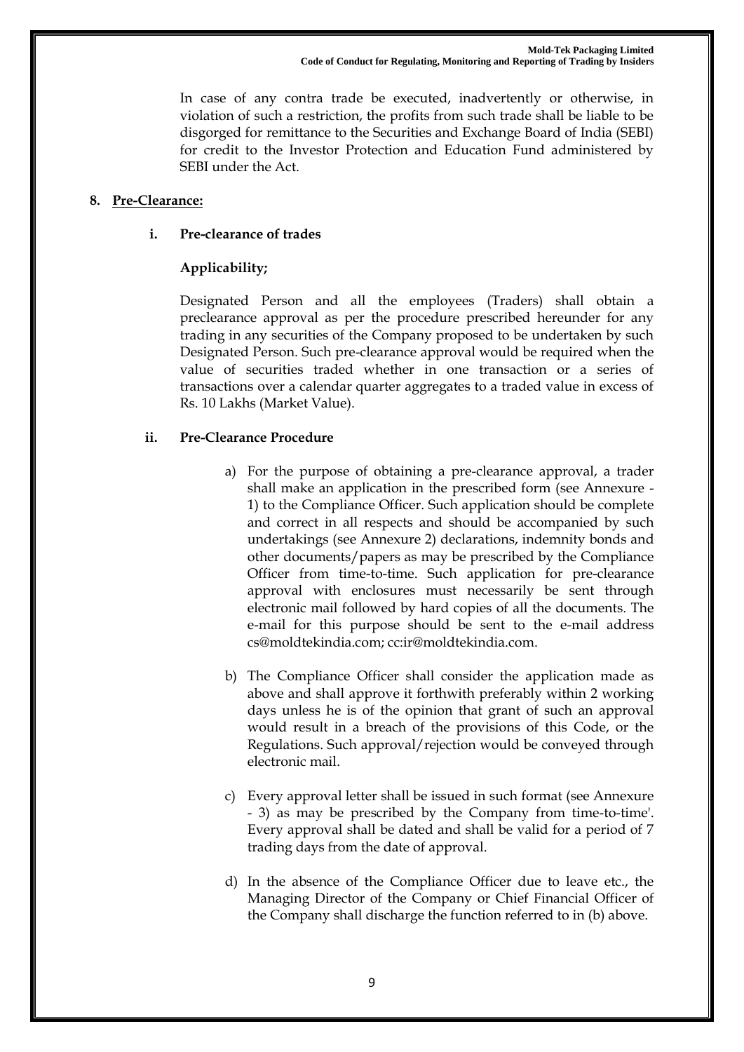In case of any contra trade be executed, inadvertently or otherwise, in violation of such a restriction, the profits from such trade shall be liable to be disgorged for remittance to the Securities and Exchange Board of India (SEBI) for credit to the Investor Protection and Education Fund administered by SEBI under the Act.

**8. <u>Pre-Clearance:</u>**

**i. Pre-clearance of trades**

**Applicability;**

Designated Person and all the employees (Traders) shall obtain a preclearance approval as per the procedure prescribed hereunder for any trading in any securities of the Company proposed to be undertaken by such Designated Person. Such pre-clearance approval would be required when the value of securities traded whether in one transaction or a series of transactions over a calendar quarter aggregates to a traded value in excess of Rs. 10 Lakhs (Market Value).

**ii. Pre-Clearance Procedure**

a) For the purpose of obtaining a pre-clearance approval, a trader shall make an application in the prescribed form (see Annexure - 1) to the Compliance Officer. Such application should be complete and correct in all respects and should be accompanied by such undertakings (see Annexure 2) declarations, indemnity bonds and other documents/papers as may be prescribed by the Compliance Officer from time-to-time. Such application for pre-clearance approval with enclosures must necessarily be sent through electronic mail followed by hard copies of all the documents. The e-mail for this purpose should be sent to the e-mail address cs@moldtekindia.com; cc:ir@moldtekindia.com.

b) The Compliance Officer shall consider the application made as above and shall approve it forthwith preferably within 2 working days unless he is of the opinion that grant of such an approval would result in a breach of the provisions of this Code, or the Regulations. Such approval/rejection would be conveyed through electronic mail.

c) Every approval letter shall be issued in such format (see Annexure - 3) as may be prescribed by the Company from time-to-time'. Every approval shall be dated and shall be valid for a period of 7 trading days from the date of approval.

d) In the absence of the Compliance Officer due to leave etc., the Managing Director of the Company or Chief Financial Officer of the Company shall discharge the function referred to in (b) above.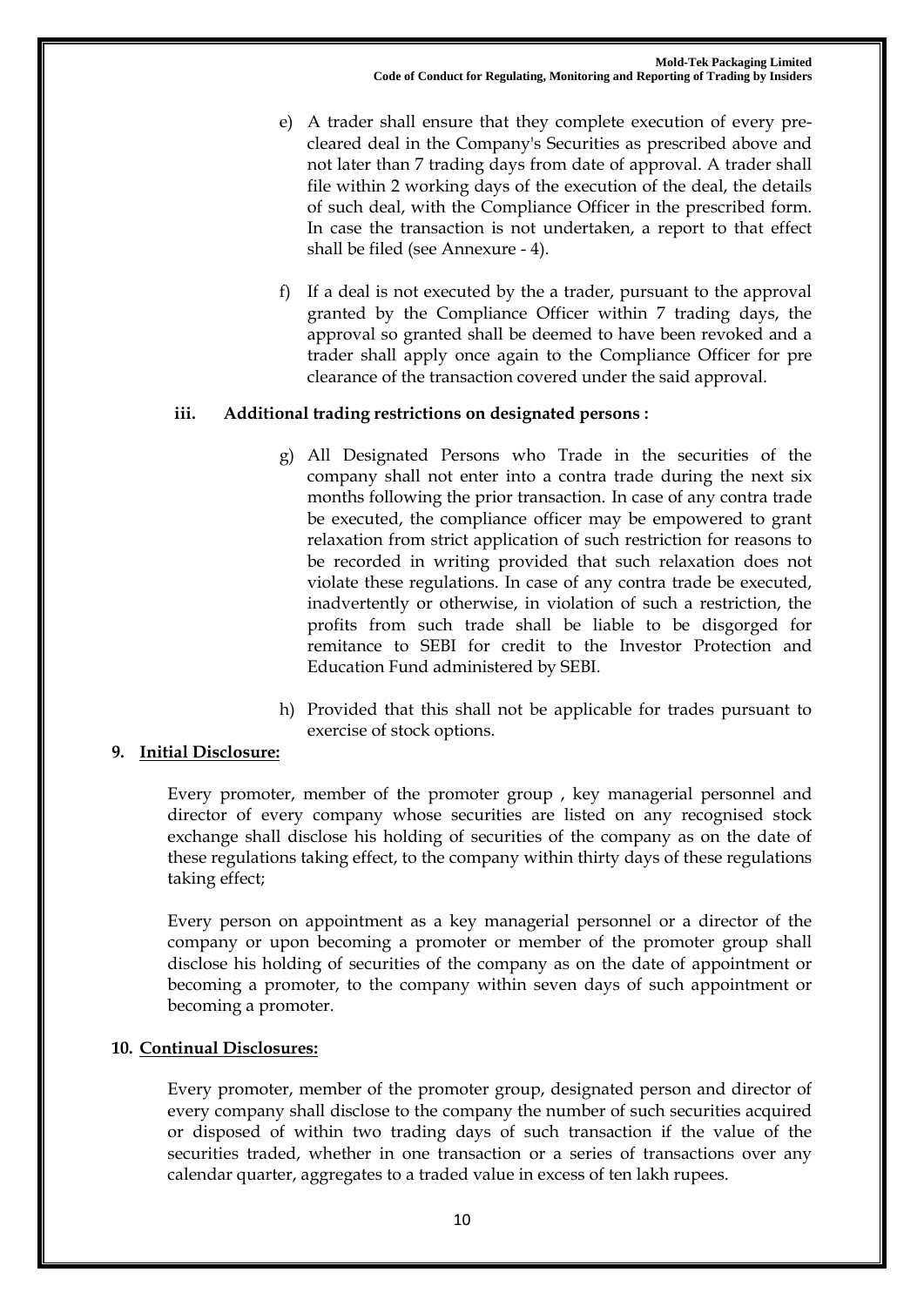e) A trader shall ensure that they complete execution of every pre-cleared deal in the Company's Securities as prescribed above and not later than 7 trading days from date of approval. A trader shall file within 2 working days of the execution of the deal, the details of such deal, with the Compliance Officer in the prescribed form. In case the transaction is not undertaken, a report to that effect shall be filed (see Annexure - 4).

f) If a deal is not executed by the a trader, pursuant to the approval granted by the Compliance Officer within 7 trading days, the approval so granted shall be deemed to have been revoked and a trader shall apply once again to the Compliance Officer for pre clearance of the transaction covered under the said approval.

**iii. Additional trading restrictions on designated persons :**

g) All Designated Persons who Trade in the securities of the company shall not enter into a contra trade during the next six months following the prior transaction. In case of any contra trade be executed, the compliance officer may be empowered to grant relaxation from strict application of such restriction for reasons to be recorded in writing provided that such relaxation does not violate these regulations. In case of any contra trade be executed, inadvertently or otherwise, in violation of such a restriction, the profits from such trade shall be liable to be disgorged for remitance to SEBI for credit to the Investor Protection and Education Fund administered by SEBI.

h) Provided that this shall not be applicable for trades pursuant to exercise of stock options.

**9. <u>Initial Disclosure:</u>**

Every promoter, member of the promoter group , key managerial personnel and director of every company whose securities are listed on any recognised stock exchange shall disclose his holding of securities of the company as on the date of these regulations taking effect, to the company within thirty days of these regulations taking effect;

Every person on appointment as a key managerial personnel or a director of the company or upon becoming a promoter or member of the promoter group shall disclose his holding of securities of the company as on the date of appointment or becoming a promoter, to the company within seven days of such appointment or becoming a promoter.

**10. <u>Continual Disclosures:</u>**

Every promoter, member of the promoter group, designated person and director of every company shall disclose to the company the number of such securities acquired or disposed of within two trading days of such transaction if the value of the securities traded, whether in one transaction or a series of transactions over any calendar quarter, aggregates to a traded value in excess of ten lakh rupees.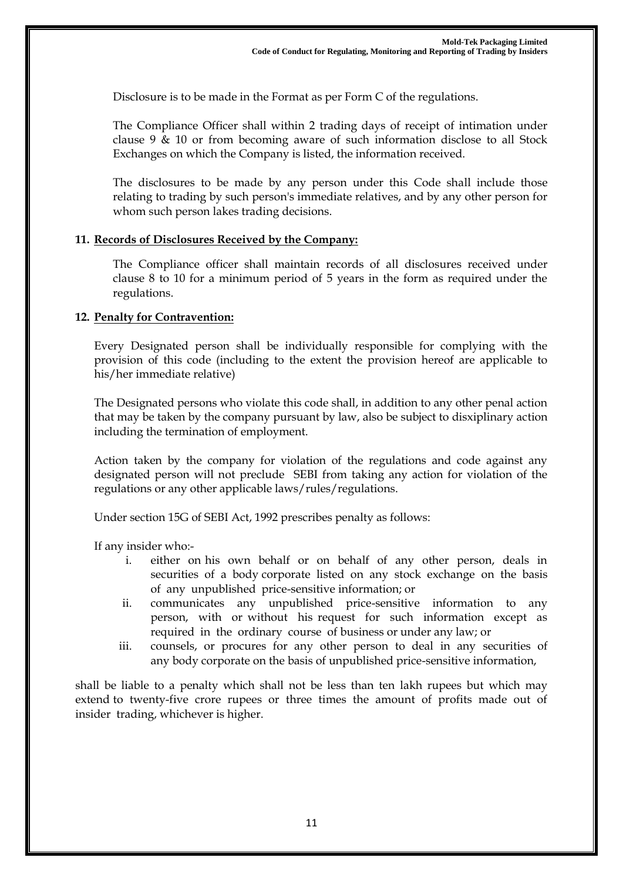Disclosure is to be made in the Format as per Form C of the regulations.

The Compliance Officer shall within 2 trading days of receipt of intimation under clause 9 & 10 or from becoming aware of such information disclose to all Stock Exchanges on which the Company is listed, the information received.

The disclosures to be made by any person under this Code shall include those relating to trading by such person's immediate relatives, and by any other person for whom such person lakes trading decisions.

**11. Records of Disclosures Received by the Company:**

The Compliance officer shall maintain records of all disclosures received under clause 8 to 10 for a minimum period of 5 years in the form as required under the regulations.

**12. Penalty for Contravention:**

Every Designated person shall be individually responsible for complying with the provision of this code (including to the extent the provision hereof are applicable to his/her immediate relative)

The Designated persons who violate this code shall, in addition to any other penal action that may be taken by the company pursuant by law, also be subject to disxiplinary action including the termination of employment.

Action taken by the company for violation of the regulations and code against any designated person will not preclude SEBI from taking any action for violation of the regulations or any other applicable laws/rules/regulations.

Under section 15G of SEBI Act, 1992 prescribes penalty as follows:

If any insider who:-

i. either on his own behalf or on behalf of any other person, deals in securities of a body corporate listed on any stock exchange on the basis of any unpublished price-sensitive information; or
ii. communicates any unpublished price-sensitive information to any person, with or without his request for such information except as required in the ordinary course of business or under any law; or
iii. counsels, or procures for any other person to deal in any securities of any body corporate on the basis of unpublished price-sensitive information,

shall be liable to a penalty which shall not be less than ten lakh rupees but which may extend to twenty-five crore rupees or three times the amount of profits made out of insider trading, whichever is higher.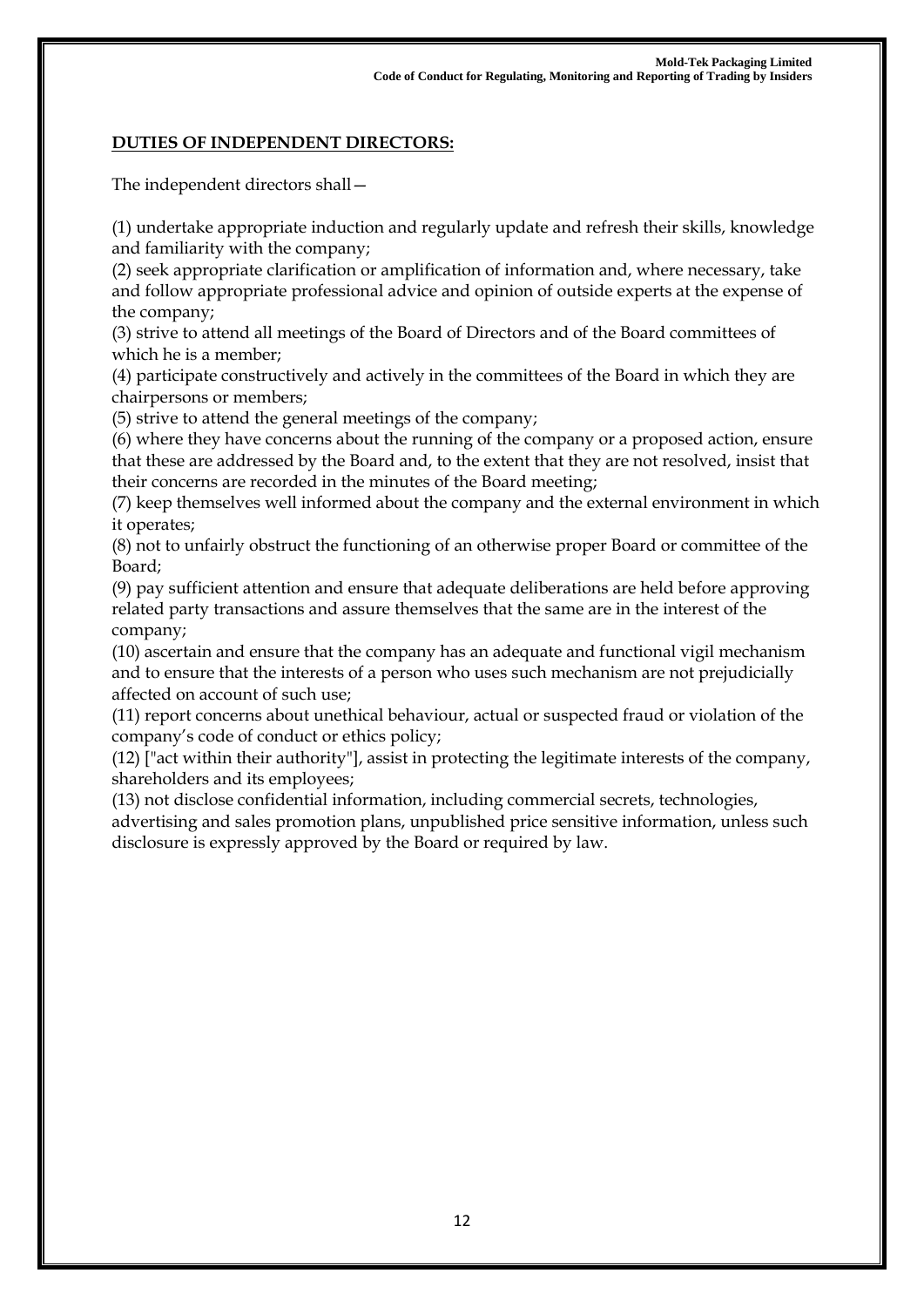**DUTIES OF INDEPENDENT DIRECTORS:**

The independent directors shall—

(1) undertake appropriate induction and regularly update and refresh their skills, knowledge and familiarity with the company;
(2) seek appropriate clarification or amplification of information and, where necessary, take and follow appropriate professional advice and opinion of outside experts at the expense of the company;
(3) strive to attend all meetings of the Board of Directors and of the Board committees of which he is a member;
(4) participate constructively and actively in the committees of the Board in which they are chairpersons or members;
(5) strive to attend the general meetings of the company;
(6) where they have concerns about the running of the company or a proposed action, ensure that these are addressed by the Board and, to the extent that they are not resolved, insist that their concerns are recorded in the minutes of the Board meeting;
(7) keep themselves well informed about the company and the external environment in which it operates;
(8) not to unfairly obstruct the functioning of an otherwise proper Board or committee of the Board;
(9) pay sufficient attention and ensure that adequate deliberations are held before approving related party transactions and assure themselves that the same are in the interest of the company;
(10) ascertain and ensure that the company has an adequate and functional vigil mechanism and to ensure that the interests of a person who uses such mechanism are not prejudicially affected on account of such use;
(11) report concerns about unethical behaviour, actual or suspected fraud or violation of the company's code of conduct or ethics policy;
(12) ["act within their authority"], assist in protecting the legitimate interests of the company, shareholders and its employees;
(13) not disclose confidential information, including commercial secrets, technologies, advertising and sales promotion plans, unpublished price sensitive information, unless such disclosure is expressly approved by the Board or required by law.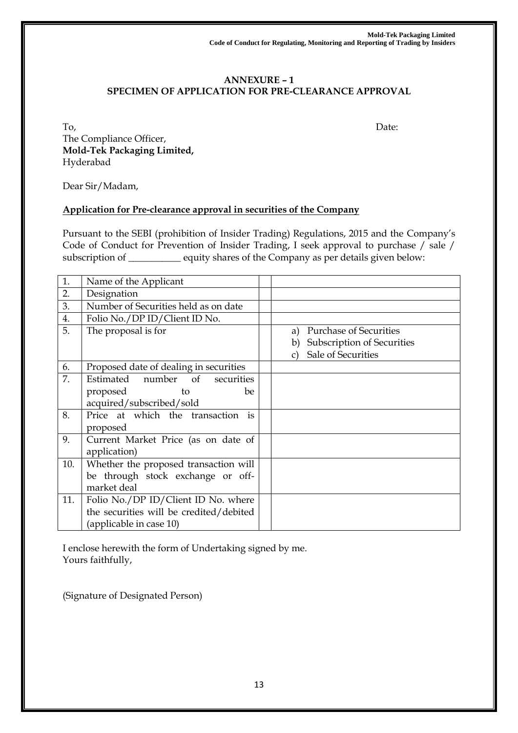## ANNEXURE – 1
## SPECIMEN OF APPLICATION FOR PRE-CLEARANCE APPROVAL

To, Date:

The Compliance Officer,
**Mold-Tek Packaging Limited,**
Hyderabad

Dear Sir/Madam,

**Application for Pre-clearance approval in securities of the Company**

Pursuant to the SEBI (prohibition of Insider Trading) Regulations, 2015 and the Company's Code of Conduct for Prevention of Insider Trading, I seek approval to purchase / sale / subscription of ___________ equity shares of the Company as per details given below:

| | | | |
|---|---|---|---|
| 1. | Name of the Applicant | | |
| 2. | Designation | | |
| 3. | Number of Securities held as on date | | |
| 4. | Folio No./DP ID/Client ID No. | | |
| 5. | The proposal is for | | a) Purchase of Securities<br>b) Subscription of Securities<br>c) Sale of Securities |
| 6. | Proposed date of dealing in securities | | |
| 7. | Estimated number of securities proposed to be acquired/subscribed/sold | | |
| 8. | Price at which the transaction is proposed | | |
| 9. | Current Market Price (as on date of application) | | |
| 10. | Whether the proposed transaction will be through stock exchange or off-market deal | | |
| 11. | Folio No./DP ID/Client ID No. where the securities will be credited/debited (applicable in case 10) | | |

I enclose herewith the form of Undertaking signed by me.
Yours faithfully,

(Signature of Designated Person)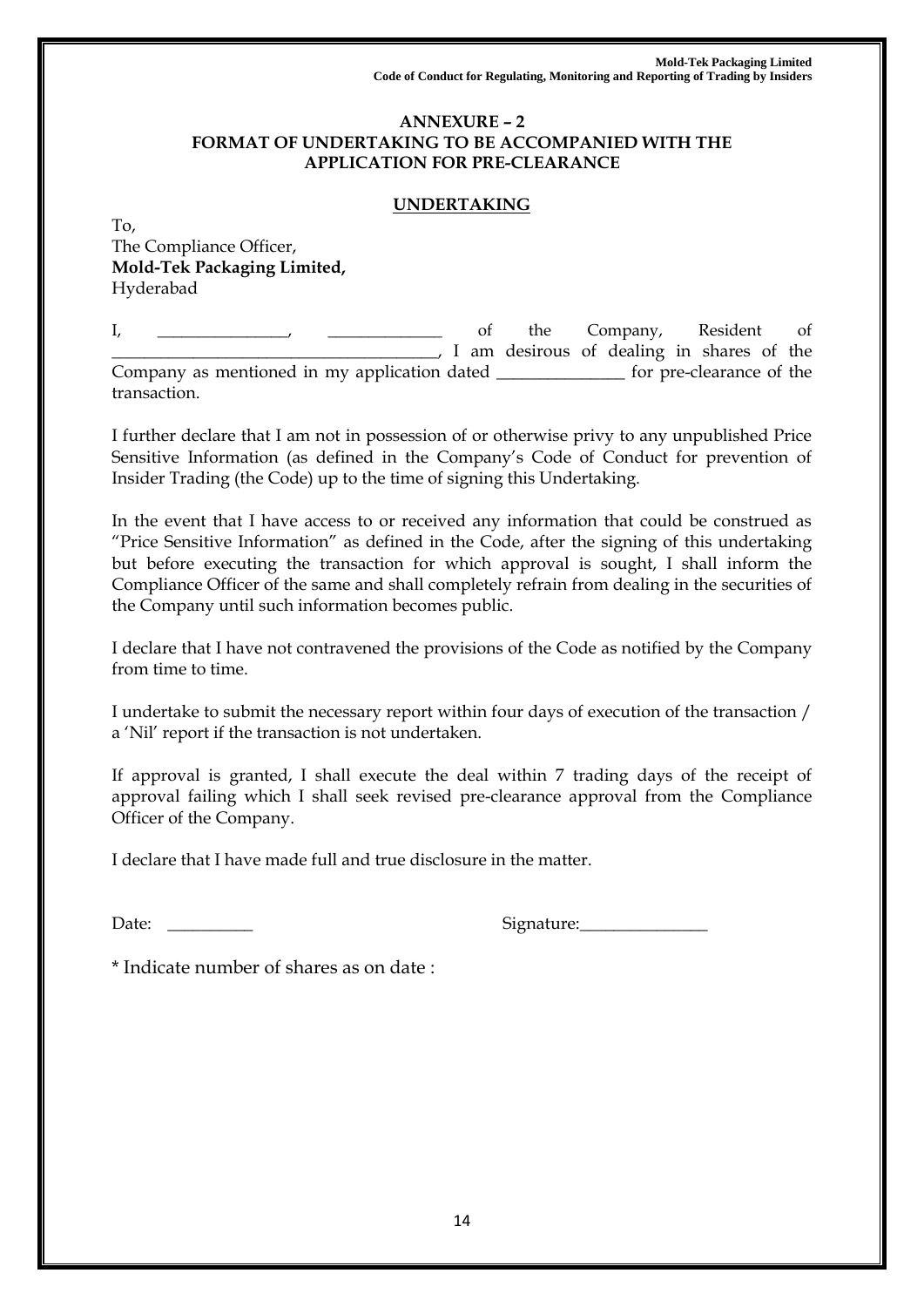## ANNEXURE – 2
## FORMAT OF UNDERTAKING TO BE ACCOMPANIED WITH THE APPLICATION FOR PRE-CLEARANCE

### UNDERTAKING

To,
The Compliance Officer,
**Mold-Tek Packaging Limited,**
Hyderabad

I, ________________, ______________ of the Company, Resident of ________________________________________, I am desirous of dealing in shares of the Company as mentioned in my application dated _______________ for pre-clearance of the transaction.

I further declare that I am not in possession of or otherwise privy to any unpublished Price Sensitive Information (as defined in the Company's Code of Conduct for prevention of Insider Trading (the Code) up to the time of signing this Undertaking.

In the event that I have access to or received any information that could be construed as "Price Sensitive Information" as defined in the Code, after the signing of this undertaking but before executing the transaction for which approval is sought, I shall inform the Compliance Officer of the same and shall completely refrain from dealing in the securities of the Company until such information becomes public.

I declare that I have not contravened the provisions of the Code as notified by the Company from time to time.

I undertake to submit the necessary report within four days of execution of the transaction / a 'Nil' report if the transaction is not undertaken.

If approval is granted, I shall execute the deal within 7 trading days of the receipt of approval failing which I shall seek revised pre-clearance approval from the Compliance Officer of the Company.

I declare that I have made full and true disclosure in the matter.

Date: __________ Signature:_______________

* Indicate number of shares as on date :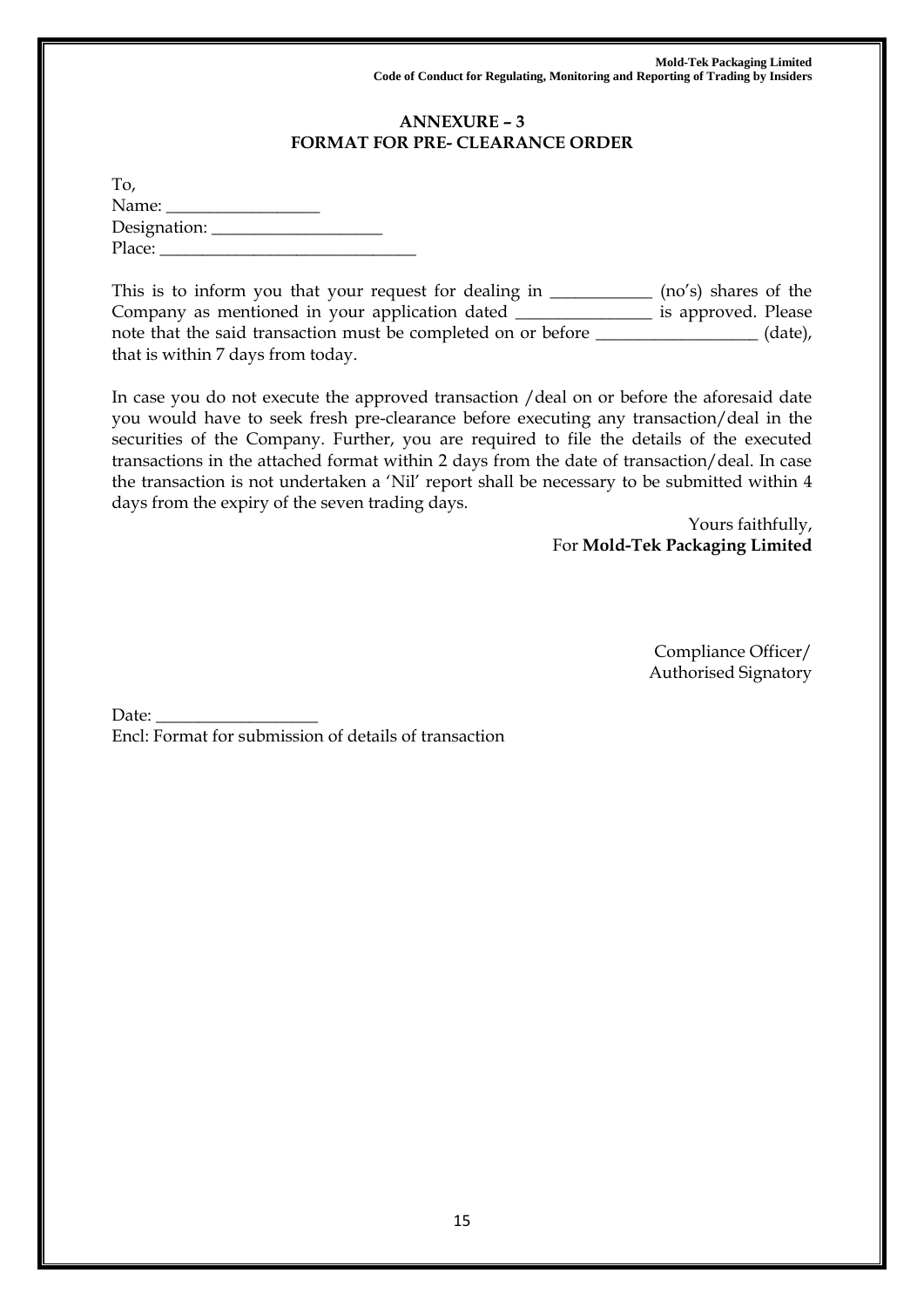## ANNEXURE – 3
## FORMAT FOR PRE- CLEARANCE ORDER

To,
Name: ___________________
Designation: ____________________
Place: _______________________________

This is to inform you that your request for dealing in ____________ (no's) shares of the Company as mentioned in your application dated ________________ is approved. Please note that the said transaction must be completed on or before ___________________ (date), that is within 7 days from today.

In case you do not execute the approved transaction /deal on or before the aforesaid date you would have to seek fresh pre-clearance before executing any transaction/deal in the securities of the Company. Further, you are required to file the details of the executed transactions in the attached format within 2 days from the date of transaction/deal. In case the transaction is not undertaken a 'Nil' report shall be necessary to be submitted within 4 days from the expiry of the seven trading days.

Yours faithfully,
For **Mold-Tek Packaging Limited**

Compliance Officer/
Authorised Signatory

Date: ___________________
Encl: Format for submission of details of transaction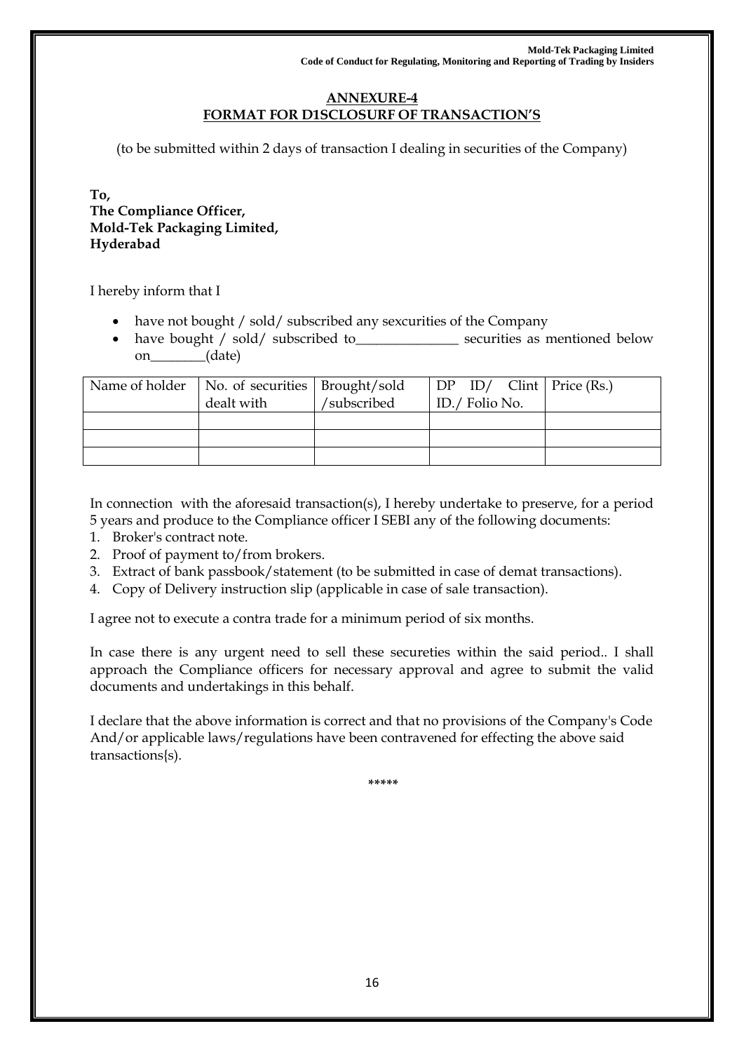## ANNEXURE-4
## FORMAT FOR D1SCLOSURF OF TRANSACTION'S

(to be submitted within 2 days of transaction I dealing in securities of the Company)

**To,**
**The Compliance Officer,**
**Mold-Tek Packaging Limited,**
**Hyderabad**

I hereby inform that I

- have not bought / sold/ subscribed any sexcurities of the Company
- have bought / sold/ subscribed to_______________ securities as mentioned below on_________(date)

| Name of holder | No. of securities dealt with | Brought/sold /subscribed | DP ID/ Clint ID./ Folio No. | Price (Rs.) |
|---|---|---|---|---|
| | | | | |
| | | | | |
| | | | | |

In connection with the aforesaid transaction(s), I hereby undertake to preserve, for a period 5 years and produce to the Compliance officer I SEBI any of the following documents:

1. Broker's contract note.
2. Proof of payment to/from brokers.
3. Extract of bank passbook/statement (to be submitted in case of demat transactions).
4. Copy of Delivery instruction slip (applicable in case of sale transaction).

I agree not to execute a contra trade for a minimum period of six months.

In case there is any urgent need to sell these secureties within the said period.. I shall approach the Compliance officers for necessary approval and agree to submit the valid documents and undertakings in this behalf.

I declare that the above information is correct and that no provisions of the Company's Code And/or applicable laws/regulations have been contravened for effecting the above said transactions{s).

*****